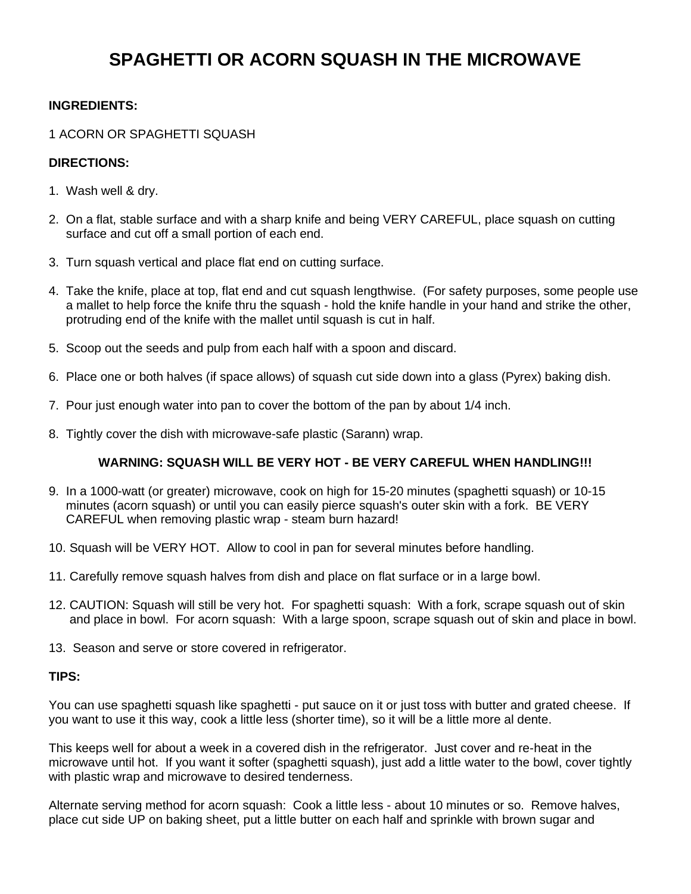# SPAGHETTI OR ACORN SQUASH IN THE MICROWAVE

**INGREDIENTS:**

1 ACORN OR SPAGHETTI SQUASH

**DIRECTIONS:**

1. Wash well & dry.
2. On a flat, stable surface and with a sharp knife and being VERY CAREFUL, place squash on cutting surface and cut off a small portion of each end.
3. Turn squash vertical and place flat end on cutting surface.
4. Take the knife, place at top, flat end and cut squash lengthwise. (For safety purposes, some people use a mallet to help force the knife thru the squash - hold the knife handle in your hand and strike the other, protruding end of the knife with the mallet until squash is cut in half.
5. Scoop out the seeds and pulp from each half with a spoon and discard.
6. Place one or both halves (if space allows) of squash cut side down into a glass (Pyrex) baking dish.
7. Pour just enough water into pan to cover the bottom of the pan by about 1/4 inch.
8. Tightly cover the dish with microwave-safe plastic (Sarann) wrap.

**WARNING: SQUASH WILL BE VERY HOT - BE VERY CAREFUL WHEN HANDLING!!!**

9. In a 1000-watt (or greater) microwave, cook on high for 15-20 minutes (spaghetti squash) or 10-15 minutes (acorn squash) or until you can easily pierce squash's outer skin with a fork. BE VERY CAREFUL when removing plastic wrap - steam burn hazard!
10. Squash will be VERY HOT. Allow to cool in pan for several minutes before handling.
11. Carefully remove squash halves from dish and place on flat surface or in a large bowl.
12. CAUTION: Squash will still be very hot. For spaghetti squash: With a fork, scrape squash out of skin and place in bowl. For acorn squash: With a large spoon, scrape squash out of skin and place in bowl.
13. Season and serve or store covered in refrigerator.

**TIPS:**

You can use spaghetti squash like spaghetti - put sauce on it or just toss with butter and grated cheese. If you want to use it this way, cook a little less (shorter time), so it will be a little more al dente.

This keeps well for about a week in a covered dish in the refrigerator. Just cover and re-heat in the microwave until hot. If you want it softer (spaghetti squash), just add a little water to the bowl, cover tightly with plastic wrap and microwave to desired tenderness.

Alternate serving method for acorn squash: Cook a little less - about 10 minutes or so. Remove halves, place cut side UP on baking sheet, put a little butter on each half and sprinkle with brown sugar and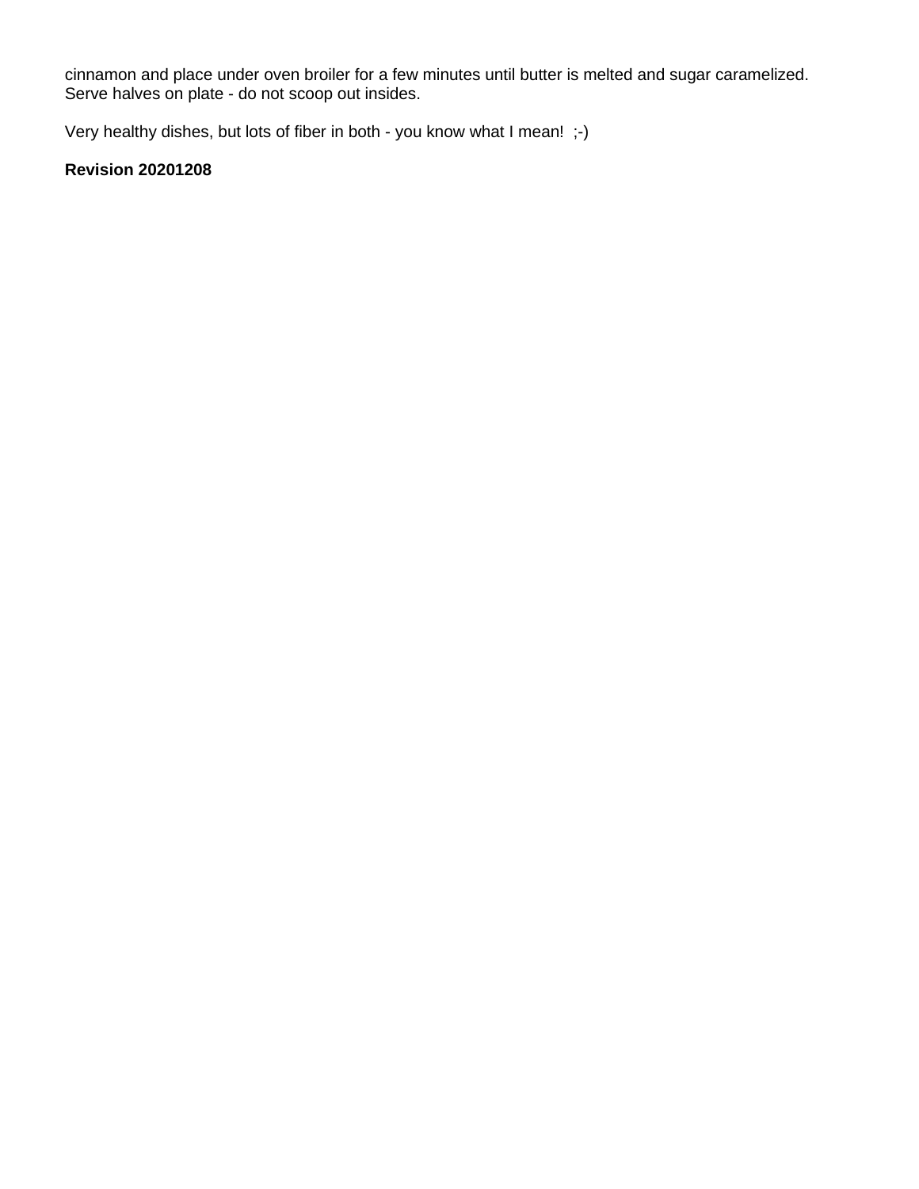cinnamon and place under oven broiler for a few minutes until butter is melted and sugar caramelized. Serve halves on plate - do not scoop out insides.

Very healthy dishes, but lots of fiber in both - you know what I mean!  ;-)

**Revision 20201208**